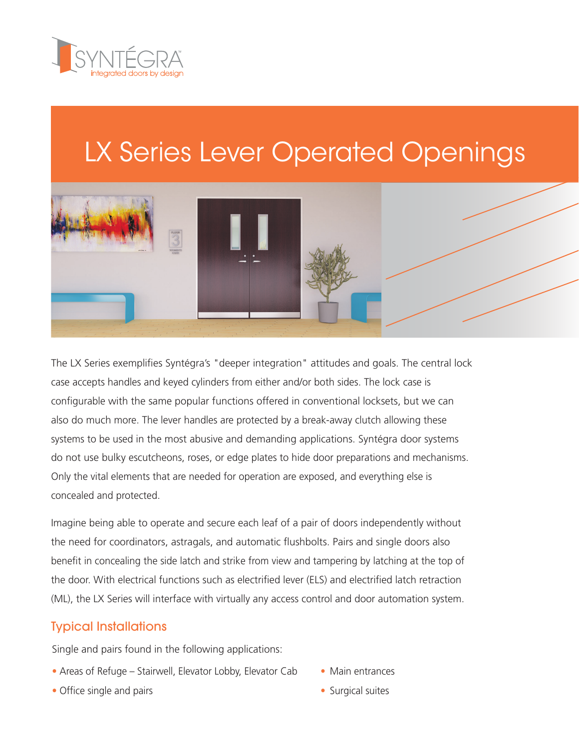SYNTÉGRA™
integrated doors by design

# LX Series Lever Operated Openings

The LX Series exemplifies Syntégra's "deeper integration" attitudes and goals. The central lock case accepts handles and keyed cylinders from either and/or both sides. The lock case is configurable with the same popular functions offered in conventional locksets, but we can also do much more. The lever handles are protected by a break-away clutch allowing these systems to be used in the most abusive and demanding applications. Syntégra door systems do not use bulky escutcheons, roses, or edge plates to hide door preparations and mechanisms. Only the vital elements that are needed for operation are exposed, and everything else is concealed and protected.

Imagine being able to operate and secure each leaf of a pair of doors independently without the need for coordinators, astragals, and automatic flushbolts. Pairs and single doors also benefit in concealing the side latch and strike from view and tampering by latching at the top of the door. With electrical functions such as electrified lever (ELS) and electrified latch retraction (ML), the LX Series will interface with virtually any access control and door automation system.

## Typical Installations

Single and pairs found in the following applications:

- Areas of Refuge – Stairwell, Elevator Lobby, Elevator Cab
- Office single and pairs
- Main entrances
- Surgical suites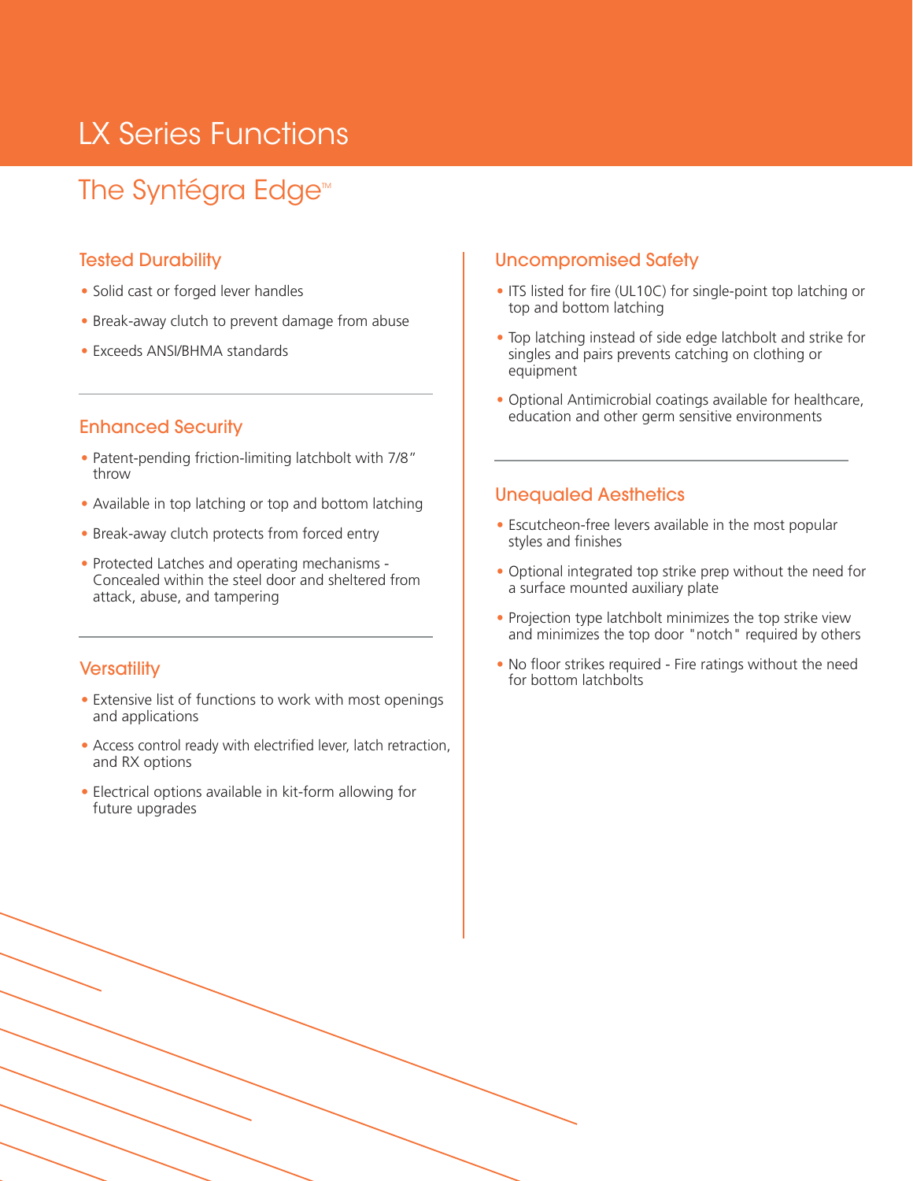# LX Series Functions

## The Syntégra Edge™

### Tested Durability

- Solid cast or forged lever handles
- Break-away clutch to prevent damage from abuse
- Exceeds ANSI/BHMA standards

### Enhanced Security

- Patent-pending friction-limiting latchbolt with 7/8" throw
- Available in top latching or top and bottom latching
- Break-away clutch protects from forced entry
- Protected Latches and operating mechanisms - Concealed within the steel door and sheltered from attack, abuse, and tampering

### Versatility

- Extensive list of functions to work with most openings and applications
- Access control ready with electrified lever, latch retraction, and RX options
- Electrical options available in kit-form allowing for future upgrades

### Uncompromised Safety

- ITS listed for fire (UL10C) for single-point top latching or top and bottom latching
- Top latching instead of side edge latchbolt and strike for singles and pairs prevents catching on clothing or equipment
- Optional Antimicrobial coatings available for healthcare, education and other germ sensitive environments

### Unequaled Aesthetics

- Escutcheon-free levers available in the most popular styles and finishes
- Optional integrated top strike prep without the need for a surface mounted auxiliary plate
- Projection type latchbolt minimizes the top strike view and minimizes the top door "notch" required by others
- No floor strikes required - Fire ratings without the need for bottom latchbolts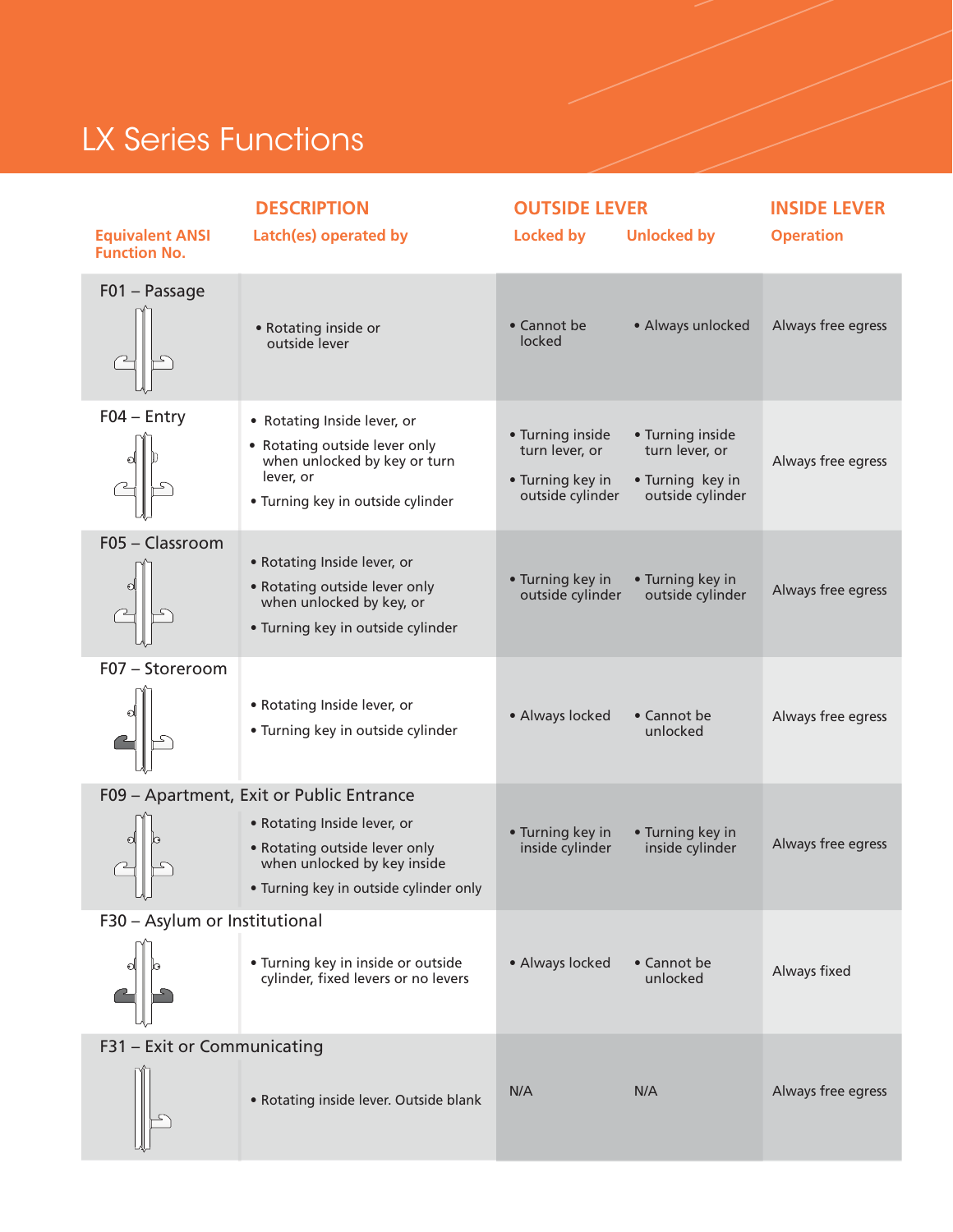# LX Series Functions

| Equivalent ANSI Function No. | DESCRIPTION<br>Latch(es) operated by | OUTSIDE LEVER<br>Locked by | <br>Unlocked by | INSIDE LEVER<br>Operation |
|---|---|---|---|---|
| F01 – Passage | • Rotating inside or outside lever | • Cannot be locked | • Always unlocked | Always free egress |
| F04 – Entry | • Rotating Inside lever, or<br>• Rotating outside lever only when unlocked by key or turn lever, or<br>• Turning key in outside cylinder | • Turning inside turn lever, or<br>• Turning key in outside cylinder | • Turning inside turn lever, or<br>• Turning key in outside cylinder | Always free egress |
| F05 – Classroom | • Rotating Inside lever, or<br>• Rotating outside lever only when unlocked by key, or<br>• Turning key in outside cylinder | • Turning key in outside cylinder | • Turning key in outside cylinder | Always free egress |
| F07 – Storeroom | • Rotating Inside lever, or<br>• Turning key in outside cylinder | • Always locked | • Cannot be unlocked | Always free egress |
| F09 – Apartment, Exit or Public Entrance | • Rotating Inside lever, or<br>• Rotating outside lever only when unlocked by key inside<br>• Turning key in outside cylinder only | • Turning key in inside cylinder | • Turning key in inside cylinder | Always free egress |
| F30 – Asylum or Institutional | • Turning key in inside or outside cylinder, fixed levers or no levers | • Always locked | • Cannot be unlocked | Always fixed |
| F31 – Exit or Communicating | • Rotating inside lever. Outside blank | N/A | N/A | Always free egress |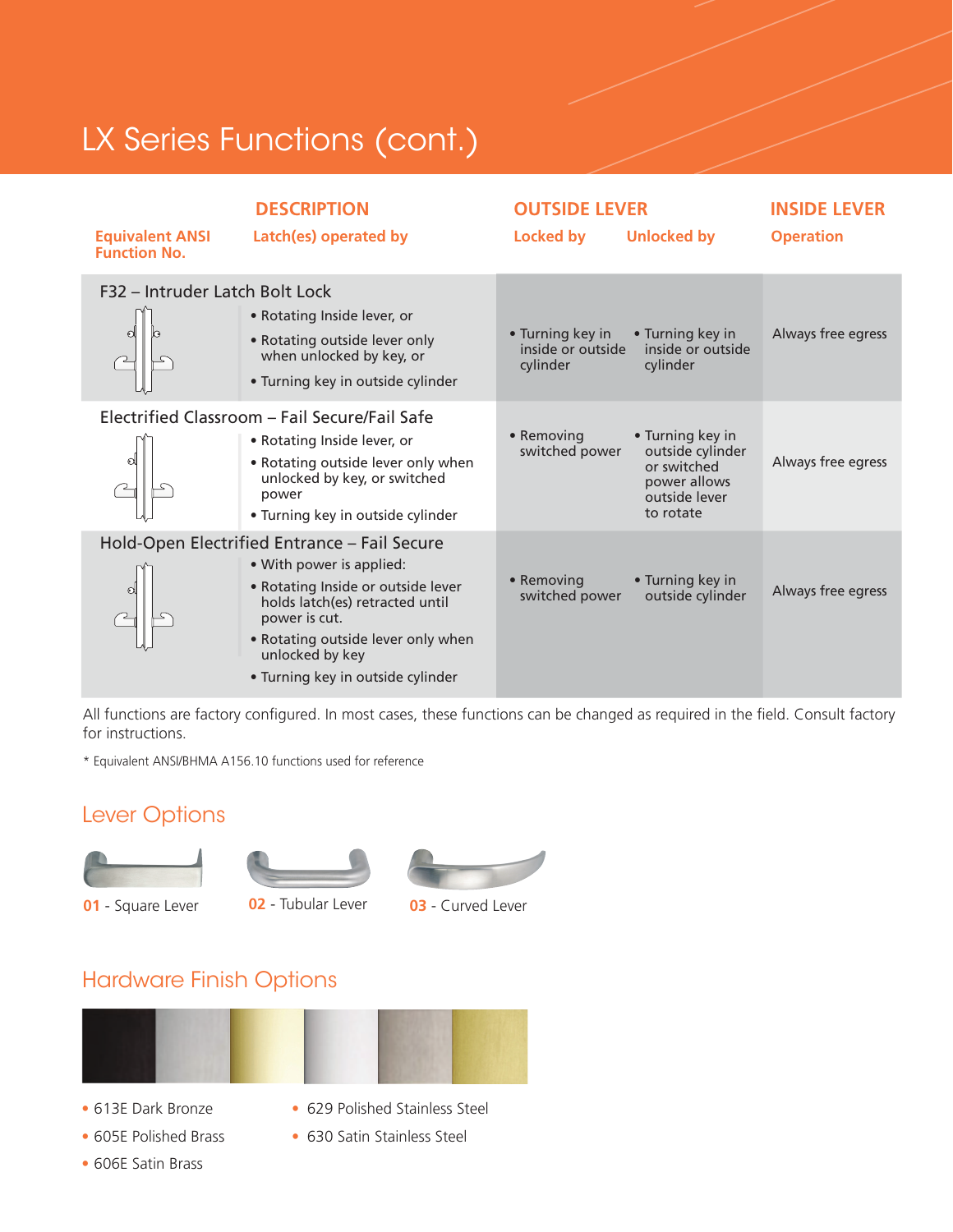# LX Series Functions (cont.)

| Equivalent ANSI Function No. | DESCRIPTION<br>Latch(es) operated by | OUTSIDE LEVER<br>Locked by | <br>Unlocked by | INSIDE LEVER<br>Operation |
|---|---|---|---|---|
| F32 – Intruder Latch Bolt Lock | • Rotating Inside lever, or<br>• Rotating outside lever only when unlocked by key, or<br>• Turning key in outside cylinder | • Turning key in inside or outside cylinder | • Turning key in inside or outside cylinder | Always free egress |
| Electrified Classroom – Fail Secure/Fail Safe | • Rotating Inside lever, or<br>• Rotating outside lever only when unlocked by key, or switched power<br>• Turning key in outside cylinder | • Removing switched power | • Turning key in outside cylinder or switched power allows outside lever to rotate | Always free egress |
| Hold-Open Electrified Entrance – Fail Secure | • With power is applied:<br>• Rotating Inside or outside lever holds latch(es) retracted until power is cut.<br>• Rotating outside lever only when unlocked by key<br>• Turning key in outside cylinder | • Removing switched power | • Turning key in outside cylinder | Always free egress |

All functions are factory configured. In most cases, these functions can be changed as required in the field. Consult factory for instructions.

* Equivalent ANSI/BHMA A156.10 functions used for reference

## Lever Options

**01** - Square Lever

**02** - Tubular Lever

**03** - Curved Lever

## Hardware Finish Options

- 613E Dark Bronze
- 605E Polished Brass
- 606E Satin Brass
- 629 Polished Stainless Steel
- 630 Satin Stainless Steel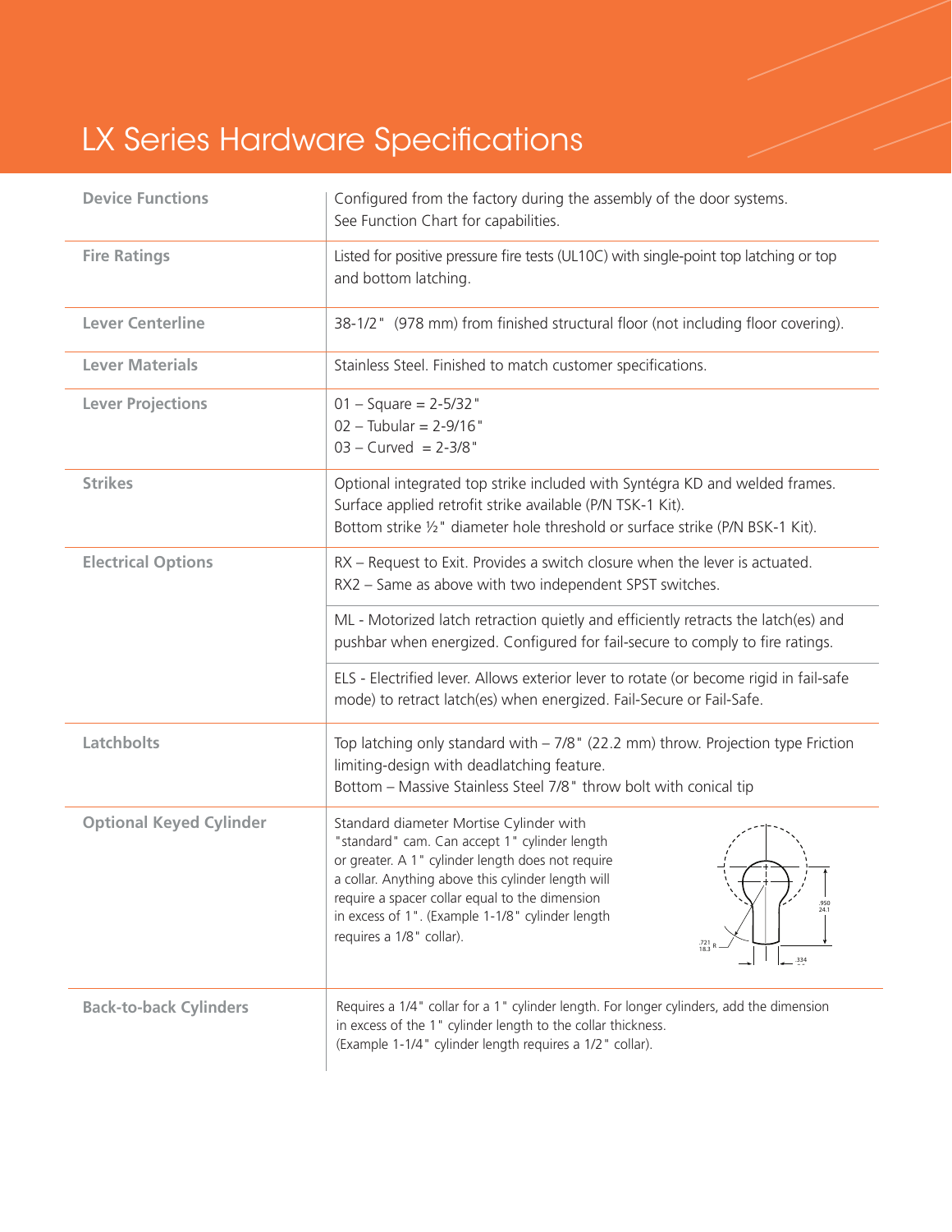# LX Series Hardware Specifications

| | |
|---|---|
| **Device Functions** | Configured from the factory during the assembly of the door systems.<br>See Function Chart for capabilities. |
| **Fire Ratings** | Listed for positive pressure fire tests (UL10C) with single-point top latching or top and bottom latching. |
| **Lever Centerline** | 38-1/2" (978 mm) from finished structural floor (not including floor covering). |
| **Lever Materials** | Stainless Steel. Finished to match customer specifications. |
| **Lever Projections** | 01 – Square = 2-5/32"<br>02 – Tubular = 2-9/16"<br>03 – Curved = 2-3/8" |
| **Strikes** | Optional integrated top strike included with Syntégra KD and welded frames.<br>Surface applied retrofit strike available (P/N TSK-1 Kit).<br>Bottom strike ½" diameter hole threshold or surface strike (P/N BSK-1 Kit). |
| **Electrical Options** | RX – Request to Exit. Provides a switch closure when the lever is actuated.<br>RX2 – Same as above with two independent SPST switches. |
| | ML - Motorized latch retraction quietly and efficiently retracts the latch(es) and pushbar when energized. Configured for fail-secure to comply to fire ratings. |
| | ELS - Electrified lever. Allows exterior lever to rotate (or become rigid in fail-safe mode) to retract latch(es) when energized. Fail-Secure or Fail-Safe. |
| **Latchbolts** | Top latching only standard with – 7/8" (22.2 mm) throw. Projection type Friction limiting-design with deadlatching feature.<br>Bottom – Massive Stainless Steel 7/8" throw bolt with conical tip |
| **Optional Keyed Cylinder** | Standard diameter Mortise Cylinder with "standard" cam. Can accept 1" cylinder length or greater. A 1" cylinder length does not require a collar. Anything above this cylinder length will require a spacer collar equal to the dimension in excess of 1". (Example 1-1/8" cylinder length requires a 1/8" collar).<br>.950 24.1<br>.721 18.3 R<br>.334 |
| **Back-to-back Cylinders** | Requires a 1/4" collar for a 1" cylinder length. For longer cylinders, add the dimension in excess of the 1" cylinder length to the collar thickness.<br>(Example 1-1/4" cylinder length requires a 1/2" collar). |